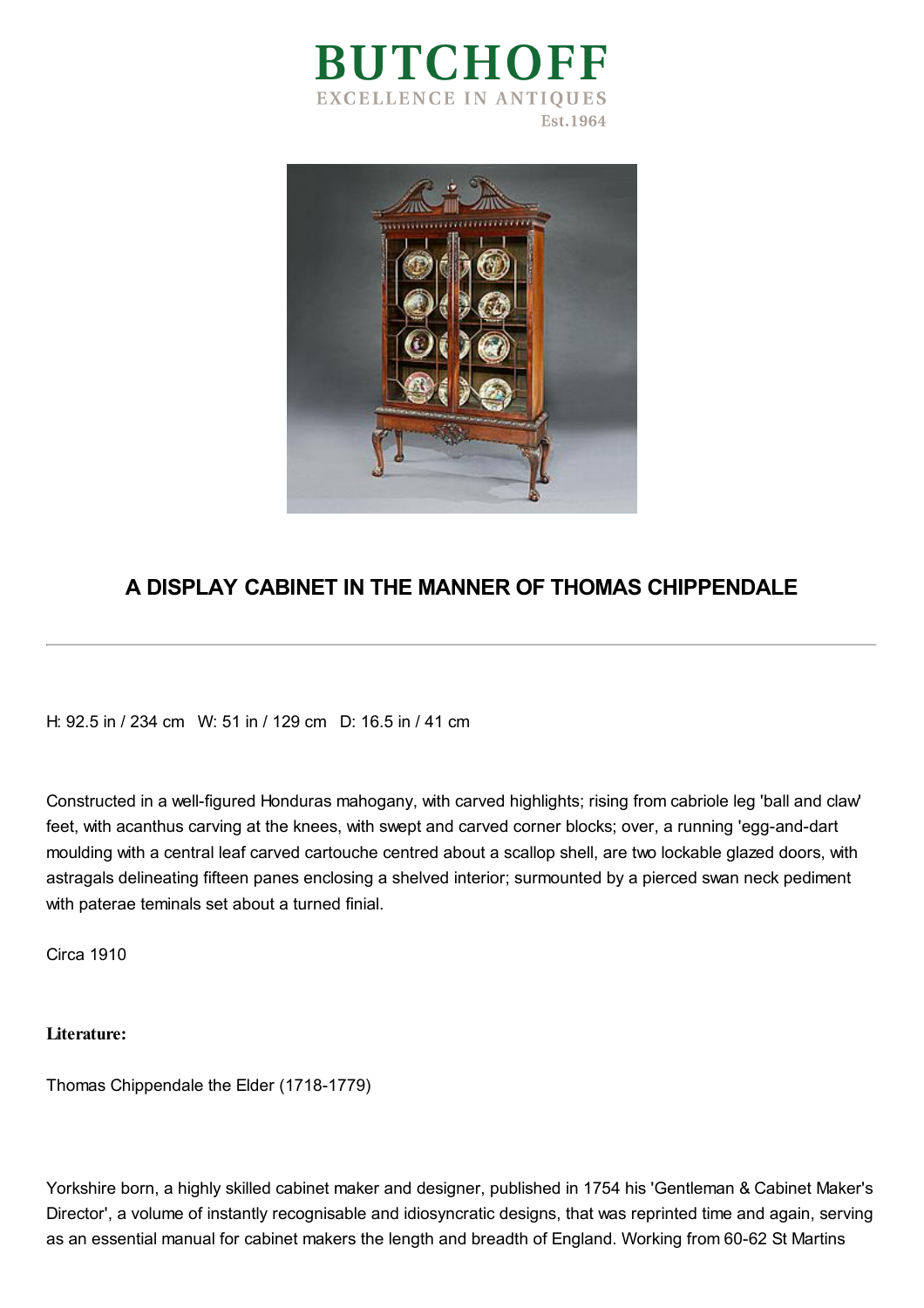# BUTCHOFF

EXCELLENCE IN ANTIQUES

Est.1964

## A DISPLAY CABINET IN THE MANNER OF THOMAS CHIPPENDALE

---

H: 92.5 in / 234 cm   W: 51 in / 129 cm   D: 16.5 in / 41 cm

Constructed in a well-figured Honduras mahogany, with carved highlights; rising from cabriole leg 'ball and claw' feet, with acanthus carving at the knees, with swept and carved corner blocks; over, a running 'egg-and-dart moulding with a central leaf carved cartouche centred about a scallop shell, are two lockable glazed doors, with astragals delineating fifteen panes enclosing a shelved interior; surmounted by a pierced swan neck pediment with paterae teminals set about a turned finial.

Circa 1910

**Literature:**

Thomas Chippendale the Elder (1718-1779)

Yorkshire born, a highly skilled cabinet maker and designer, published in 1754 his 'Gentleman & Cabinet Maker's Director', a volume of instantly recognisable and idiosyncratic designs, that was reprinted time and again, serving as an essential manual for cabinet makers the length and breadth of England. Working from 60-62 St Martins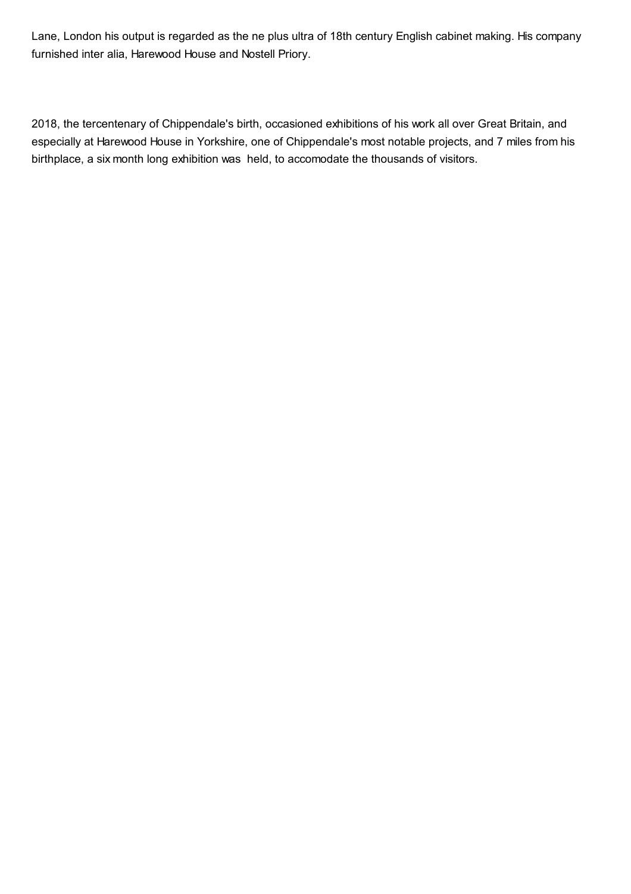Lane, London his output is regarded as the ne plus ultra of 18th century English cabinet making. His company furnished inter alia, Harewood House and Nostell Priory.

2018, the tercentenary of Chippendale's birth, occasioned exhibitions of his work all over Great Britain, and especially at Harewood House in Yorkshire, one of Chippendale's most notable projects, and 7 miles from his birthplace, a six month long exhibition was  held, to accomodate the thousands of visitors.